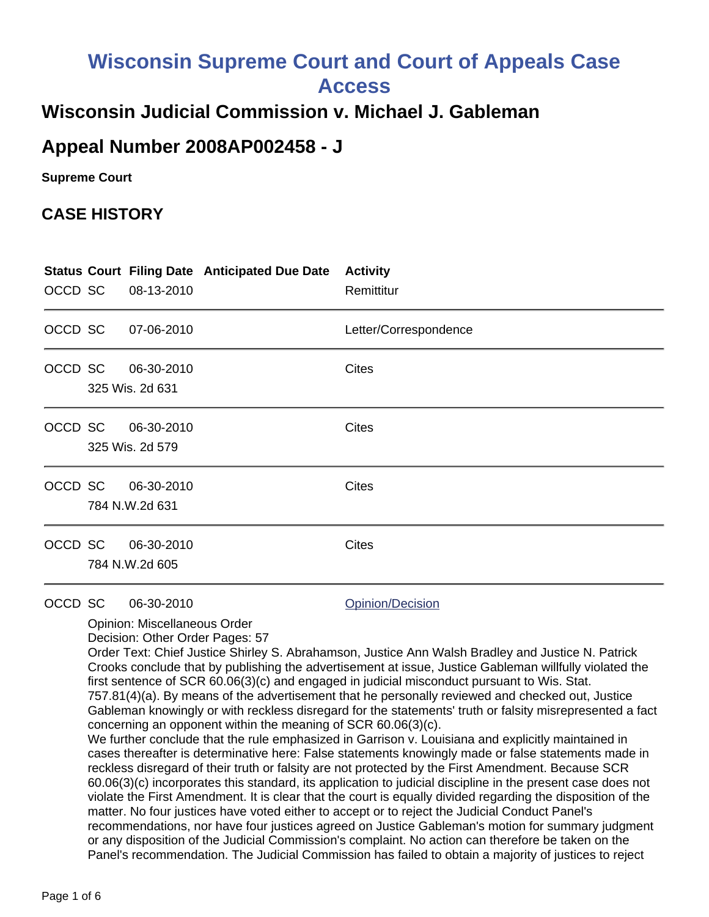# Wisconsin Supreme Court and Court of Appeals Case Access

## Wisconsin Judicial Commission v. Michael J. Gableman

## Appeal Number 2008AP002458 - J

**Supreme Court**

## CASE HISTORY

| Status | Court | Filing Date | Anticipated Due Date | Activity |
|---|---|---|---|---|
| OCCD | SC | 08-13-2010 | | Remittitur |
| OCCD | SC | 07-06-2010 | | Letter/Correspondence |
| OCCD | SC | 06-30-2010 | | Cites |
| | 325 Wis. 2d 631 | | | |
| OCCD | SC | 06-30-2010 | | Cites |
| | 325 Wis. 2d 579 | | | |
| OCCD | SC | 06-30-2010 | | Cites |
| | 784 N.W.2d 631 | | | |
| OCCD | SC | 06-30-2010 | | Cites |
| | 784 N.W.2d 605 | | | |
| OCCD | SC | 06-30-2010 | | Opinion/Decision |

Opinion: Miscellaneous Order
Decision: Other Order Pages: 57
Order Text: Chief Justice Shirley S. Abrahamson, Justice Ann Walsh Bradley and Justice N. Patrick Crooks conclude that by publishing the advertisement at issue, Justice Gableman willfully violated the first sentence of SCR 60.06(3)(c) and engaged in judicial misconduct pursuant to Wis. Stat. 757.81(4)(a). By means of the advertisement that he personally reviewed and checked out, Justice Gableman knowingly or with reckless disregard for the statements' truth or falsity misrepresented a fact concerning an opponent within the meaning of SCR 60.06(3)(c).
We further conclude that the rule emphasized in Garrison v. Louisiana and explicitly maintained in cases thereafter is determinative here: False statements knowingly made or false statements made in reckless disregard of their truth or falsity are not protected by the First Amendment. Because SCR 60.06(3)(c) incorporates this standard, its application to judicial discipline in the present case does not violate the First Amendment. It is clear that the court is equally divided regarding the disposition of the matter. No four justices have voted either to accept or to reject the Judicial Conduct Panel's recommendations, nor have four justices agreed on Justice Gableman's motion for summary judgment or any disposition of the Judicial Commission's complaint. No action can therefore be taken on the Panel's recommendation. The Judicial Commission has failed to obtain a majority of justices to reject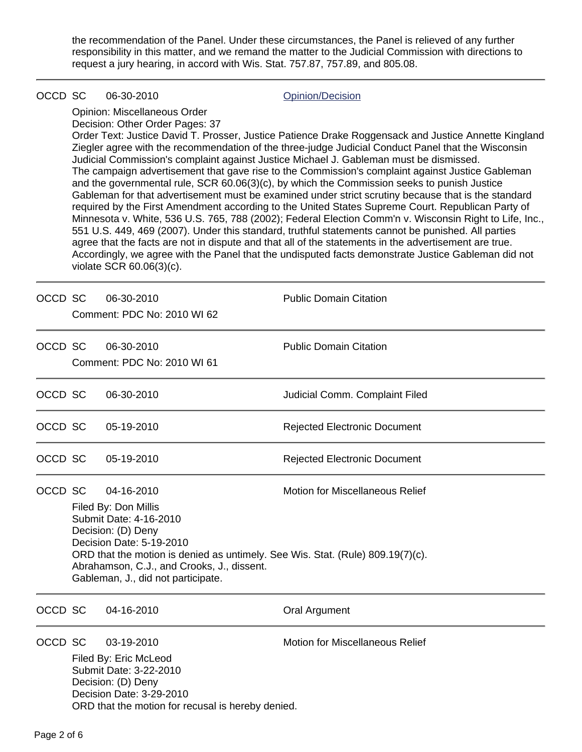the recommendation of the Panel. Under these circumstances, the Panel is relieved of any further responsibility in this matter, and we remand the matter to the Judicial Commission with directions to request a jury hearing, in accord with Wis. Stat. 757.87, 757.89, and 805.08.

---

OCCD SC 06-30-2010 Opinion/Decision

Opinion: Miscellaneous Order
Decision: Other Order Pages: 37
Order Text: Justice David T. Prosser, Justice Patience Drake Roggensack and Justice Annette Kingland Ziegler agree with the recommendation of the three-judge Judicial Conduct Panel that the Wisconsin Judicial Commission's complaint against Justice Michael J. Gableman must be dismissed.
The campaign advertisement that gave rise to the Commission's complaint against Justice Gableman and the governmental rule, SCR 60.06(3)(c), by which the Commission seeks to punish Justice Gableman for that advertisement must be examined under strict scrutiny because that is the standard required by the First Amendment according to the United States Supreme Court. Republican Party of Minnesota v. White, 536 U.S. 765, 788 (2002); Federal Election Comm'n v. Wisconsin Right to Life, Inc., 551 U.S. 449, 469 (2007). Under this standard, truthful statements cannot be punished. All parties agree that the facts are not in dispute and that all of the statements in the advertisement are true. Accordingly, we agree with the Panel that the undisputed facts demonstrate Justice Gableman did not violate SCR 60.06(3)(c).

---

OCCD SC 06-30-2010 Public Domain Citation

Comment: PDC No: 2010 WI 62

---

OCCD SC 06-30-2010 Public Domain Citation

Comment: PDC No: 2010 WI 61

---

OCCD SC 06-30-2010 Judicial Comm. Complaint Filed

---

OCCD SC 05-19-2010 Rejected Electronic Document

---

OCCD SC 05-19-2010 Rejected Electronic Document

---

OCCD SC 04-16-2010 Motion for Miscellaneous Relief

Filed By: Don Millis
Submit Date: 4-16-2010
Decision: (D) Deny
Decision Date: 5-19-2010
ORD that the motion is denied as untimely. See Wis. Stat. (Rule) 809.19(7)(c).
Abrahamson, C.J., and Crooks, J., dissent.
Gableman, J., did not participate.

---

OCCD SC 04-16-2010 Oral Argument

---

OCCD SC 03-19-2010 Motion for Miscellaneous Relief

Filed By: Eric McLeod
Submit Date: 3-22-2010
Decision: (D) Deny
Decision Date: 3-29-2010
ORD that the motion for recusal is hereby denied.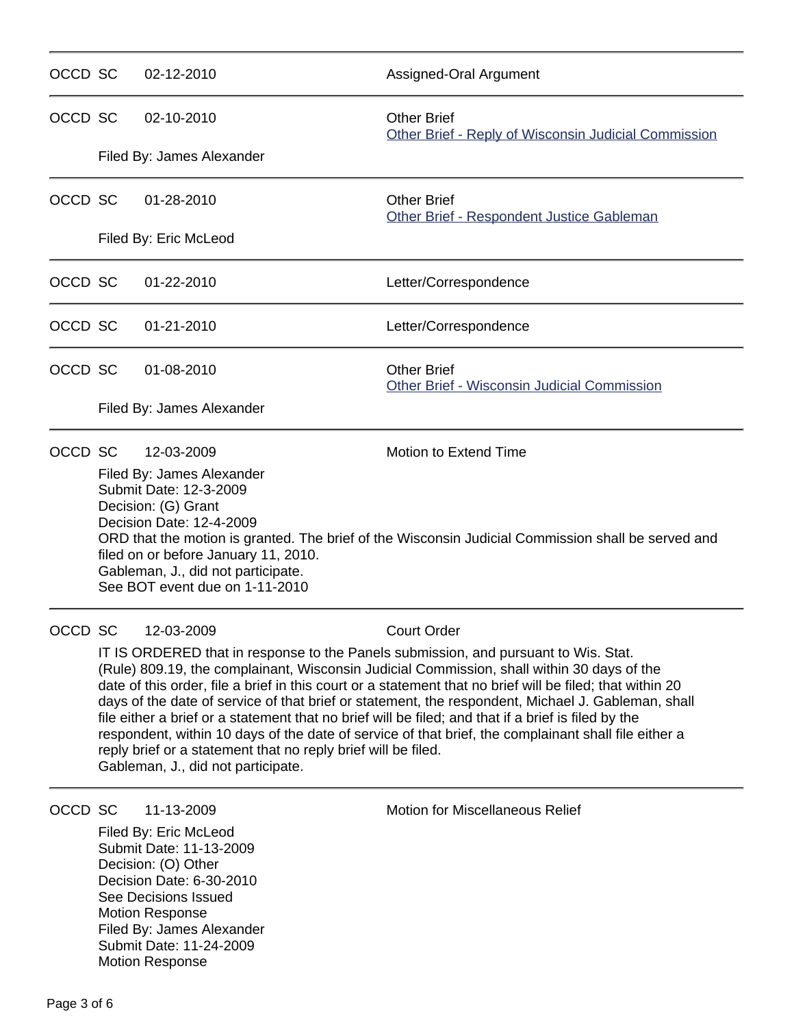OCCD SC 02-12-2010 Assigned-Oral Argument

---

OCCD SC 02-10-2010 Other Brief
Other Brief - Reply of Wisconsin Judicial Commission

Filed By: James Alexander

---

OCCD SC 01-28-2010 Other Brief
Other Brief - Respondent Justice Gableman

Filed By: Eric McLeod

---

OCCD SC 01-22-2010 Letter/Correspondence

---

OCCD SC 01-21-2010 Letter/Correspondence

---

OCCD SC 01-08-2010 Other Brief
Other Brief - Wisconsin Judicial Commission

Filed By: James Alexander

---

OCCD SC 12-03-2009 Motion to Extend Time

Filed By: James Alexander
Submit Date: 12-3-2009
Decision: (G) Grant
Decision Date: 12-4-2009
ORD that the motion is granted. The brief of the Wisconsin Judicial Commission shall be served and filed on or before January 11, 2010.
Gableman, J., did not participate.
See BOT event due on 1-11-2010

---

OCCD SC 12-03-2009 Court Order

IT IS ORDERED that in response to the Panels submission, and pursuant to Wis. Stat. (Rule) 809.19, the complainant, Wisconsin Judicial Commission, shall within 30 days of the date of this order, file a brief in this court or a statement that no brief will be filed; that within 20 days of the date of service of that brief or statement, the respondent, Michael J. Gableman, shall file either a brief or a statement that no brief will be filed; and that if a brief is filed by the respondent, within 10 days of the date of service of that brief, the complainant shall file either a reply brief or a statement that no reply brief will be filed.
Gableman, J., did not participate.

---

OCCD SC 11-13-2009 Motion for Miscellaneous Relief

Filed By: Eric McLeod
Submit Date: 11-13-2009
Decision: (O) Other
Decision Date: 6-30-2010
See Decisions Issued
Motion Response
Filed By: James Alexander
Submit Date: 11-24-2009
Motion Response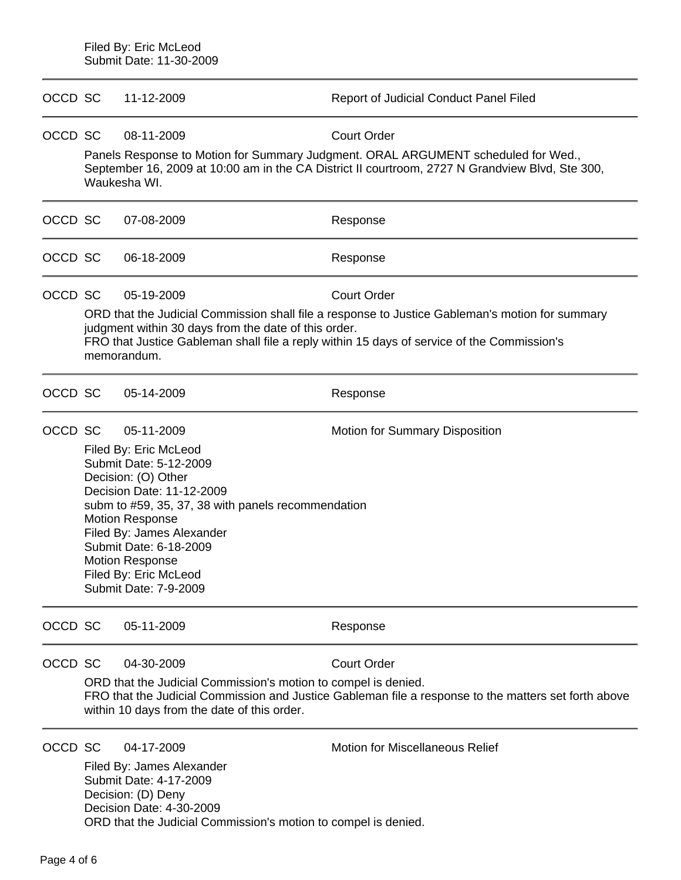Filed By: Eric McLeod
Submit Date: 11-30-2009

| | | | |
|---|---|---|---|
| OCCD | SC | 11-12-2009 | Report of Judicial Conduct Panel Filed |

| | | | |
|---|---|---|---|
| OCCD | SC | 08-11-2009 | Court Order |

Panels Response to Motion for Summary Judgment. ORAL ARGUMENT scheduled for Wed., September 16, 2009 at 10:00 am in the CA District II courtroom, 2727 N Grandview Blvd, Ste 300, Waukesha WI.

| | | | |
|---|---|---|---|
| OCCD | SC | 07-08-2009 | Response |

| | | | |
|---|---|---|---|
| OCCD | SC | 06-18-2009 | Response |

| | | | |
|---|---|---|---|
| OCCD | SC | 05-19-2009 | Court Order |

ORD that the Judicial Commission shall file a response to Justice Gableman's motion for summary judgment within 30 days from the date of this order.
FRO that Justice Gableman shall file a reply within 15 days of service of the Commission's memorandum.

| | | | |
|---|---|---|---|
| OCCD | SC | 05-14-2009 | Response |

| | | | |
|---|---|---|---|
| OCCD | SC | 05-11-2009 | Motion for Summary Disposition |

Filed By: Eric McLeod
Submit Date: 5-12-2009
Decision: (O) Other
Decision Date: 11-12-2009
subm to #59, 35, 37, 38 with panels recommendation
Motion Response
Filed By: James Alexander
Submit Date: 6-18-2009
Motion Response
Filed By: Eric McLeod
Submit Date: 7-9-2009

| | | | |
|---|---|---|---|
| OCCD | SC | 05-11-2009 | Response |

| | | | |
|---|---|---|---|
| OCCD | SC | 04-30-2009 | Court Order |

ORD that the Judicial Commission's motion to compel is denied.
FRO that the Judicial Commission and Justice Gableman file a response to the matters set forth above within 10 days from the date of this order.

| | | | |
|---|---|---|---|
| OCCD | SC | 04-17-2009 | Motion for Miscellaneous Relief |

Filed By: James Alexander
Submit Date: 4-17-2009
Decision: (D) Deny
Decision Date: 4-30-2009
ORD that the Judicial Commission's motion to compel is denied.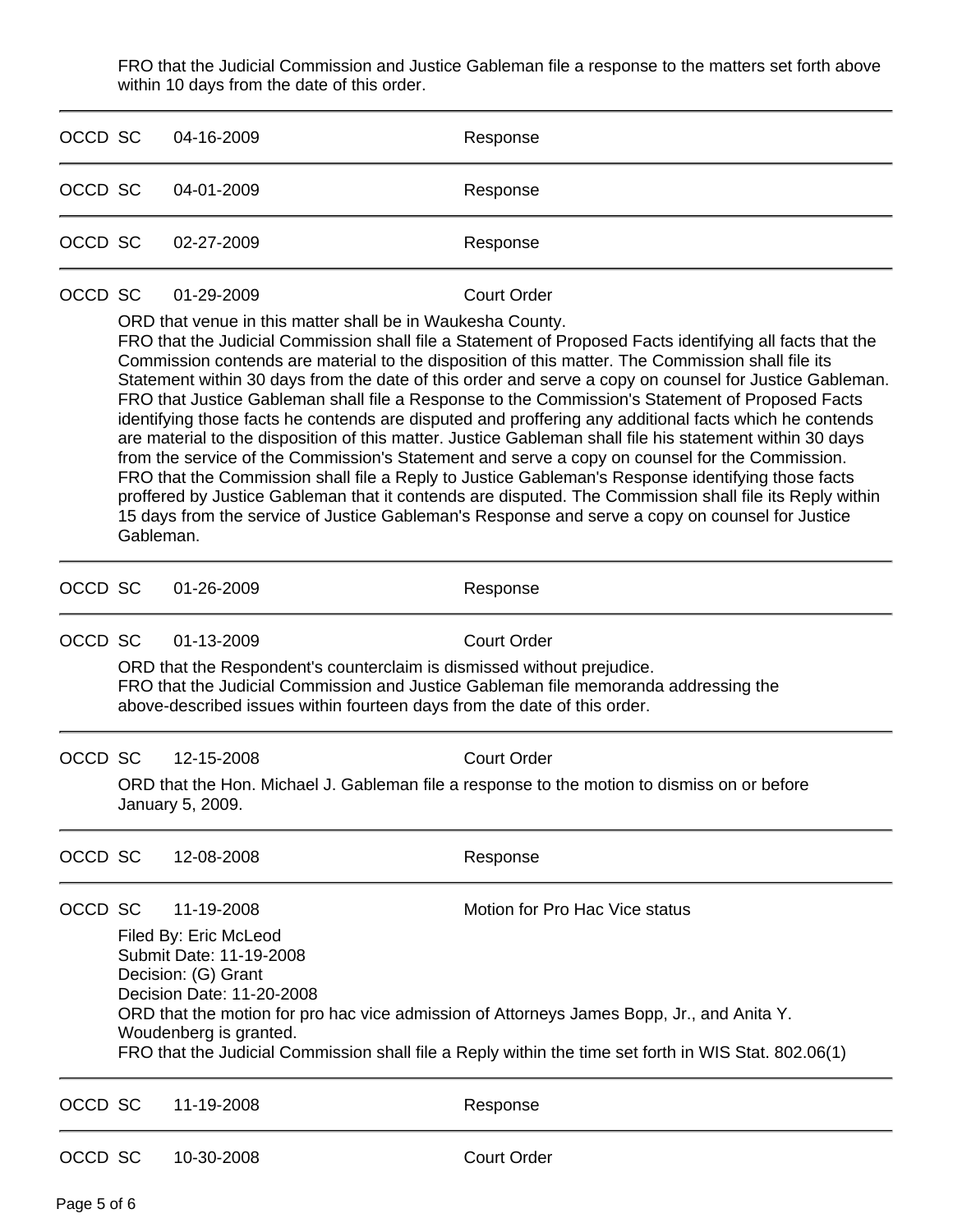FRO that the Judicial Commission and Justice Gableman file a response to the matters set forth above within 10 days from the date of this order.

---

OCCD SC 04-16-2009 Response

---

OCCD SC 04-01-2009 Response

---

OCCD SC 02-27-2009 Response

---

OCCD SC 01-29-2009 Court Order

ORD that venue in this matter shall be in Waukesha County.
FRO that the Judicial Commission shall file a Statement of Proposed Facts identifying all facts that the Commission contends are material to the disposition of this matter. The Commission shall file its Statement within 30 days from the date of this order and serve a copy on counsel for Justice Gableman.
FRO that Justice Gableman shall file a Response to the Commission's Statement of Proposed Facts identifying those facts he contends are disputed and proffering any additional facts which he contends are material to the disposition of this matter. Justice Gableman shall file his statement within 30 days from the service of the Commission's Statement and serve a copy on counsel for the Commission.
FRO that the Commission shall file a Reply to Justice Gableman's Response identifying those facts proffered by Justice Gableman that it contends are disputed. The Commission shall file its Reply within 15 days from the service of Justice Gableman's Response and serve a copy on counsel for Justice Gableman.

---

OCCD SC 01-26-2009 Response

---

OCCD SC 01-13-2009 Court Order

ORD that the Respondent's counterclaim is dismissed without prejudice.
FRO that the Judicial Commission and Justice Gableman file memoranda addressing the above-described issues within fourteen days from the date of this order.

---

OCCD SC 12-15-2008 Court Order

ORD that the Hon. Michael J. Gableman file a response to the motion to dismiss on or before January 5, 2009.

---

OCCD SC 12-08-2008 Response

---

OCCD SC 11-19-2008 Motion for Pro Hac Vice status

Filed By: Eric McLeod
Submit Date: 11-19-2008
Decision: (G) Grant
Decision Date: 11-20-2008
ORD that the motion for pro hac vice admission of Attorneys James Bopp, Jr., and Anita Y. Woudenberg is granted.
FRO that the Judicial Commission shall file a Reply within the time set forth in WIS Stat. 802.06(1)

---

OCCD SC 11-19-2008 Response

---

OCCD SC 10-30-2008 Court Order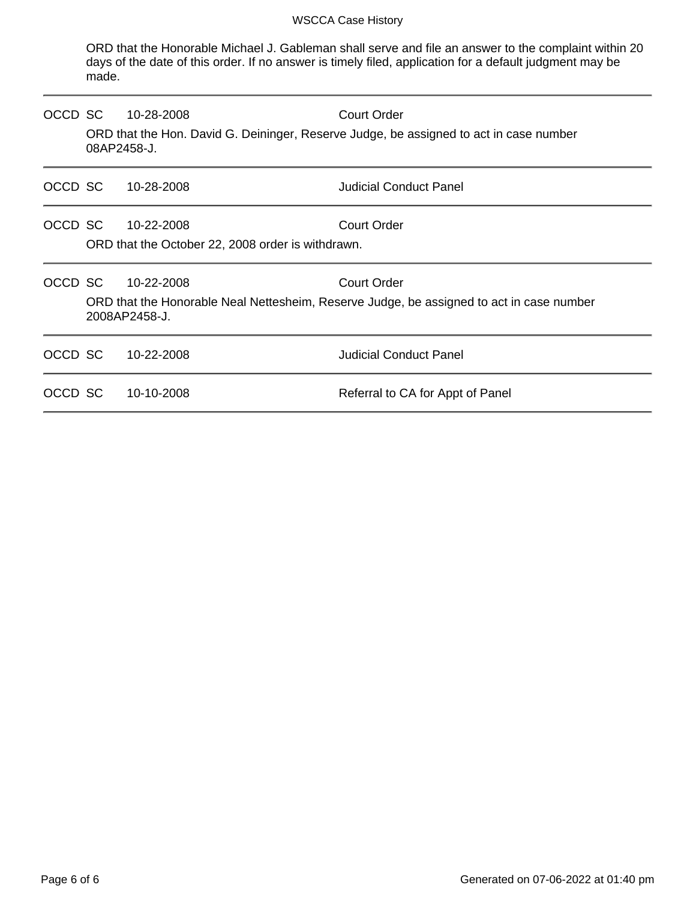ORD that the Honorable Michael J. Gableman shall serve and file an answer to the complaint within 20 days of the date of this order. If no answer is timely filed, application for a default judgment may be made.

---

OCCD SC 10-28-2008 Court Order

ORD that the Hon. David G. Deininger, Reserve Judge, be assigned to act in case number 08AP2458-J.

---

OCCD SC 10-28-2008 Judicial Conduct Panel

---

OCCD SC 10-22-2008 Court Order

ORD that the October 22, 2008 order is withdrawn.

---

OCCD SC 10-22-2008 Court Order

ORD that the Honorable Neal Nettesheim, Reserve Judge, be assigned to act in case number 2008AP2458-J.

---

OCCD SC 10-22-2008 Judicial Conduct Panel

---

OCCD SC 10-10-2008 Referral to CA for Appt of Panel

---